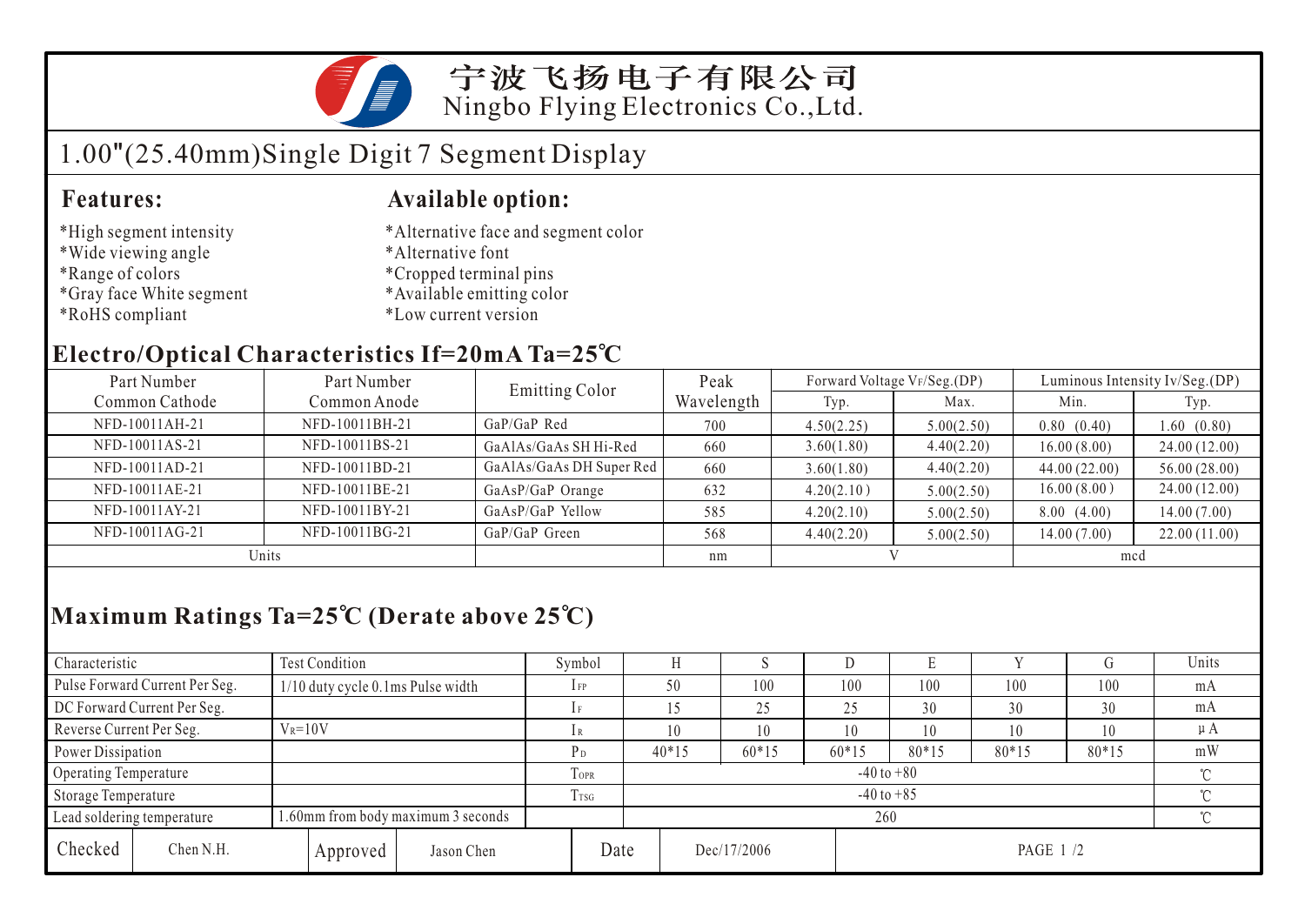# 宁波飞扬电子有限公司
Ningbo Flying Electronics Co.,Ltd.

## 1.00"(25.40mm)Single Digit 7 Segment Display

### Features:

*High segment intensity
*Wide viewing angle
*Range of colors
*Gray face White segment
*RoHS compliant

### Available option:

*Alternative face and segment color
*Alternative font
*Cropped terminal pins
*Available emitting color
*Low current version

### Electro/Optical Characteristics If=20mA Ta=25℃

| Part Number Common Cathode | Part Number Common Anode | Emitting Color | Peak Wavelength | Forward Voltage $V_F$/Seg.(DP) | | Luminous Intensity Iv/Seg.(DP) | |
|---|---|---|---|---|---|---|---|
| | | | | Typ. | Max. | Min. | Typ. |
| NFD-10011AH-21 | NFD-10011BH-21 | GaP/GaP Red | 700 | 4.50(2.25) | 5.00(2.50) | 0.80 (0.40) | 1.60 (0.80) |
| NFD-10011AS-21 | NFD-10011BS-21 | GaAlAs/GaAs SH Hi-Red | 660 | 3.60(1.80) | 4.40(2.20) | 16.00 (8.00) | 24.00 (12.00) |
| NFD-10011AD-21 | NFD-10011BD-21 | GaAlAs/GaAs DH Super Red | 660 | 3.60(1.80) | 4.40(2.20) | 44.00 (22.00) | 56.00 (28.00) |
| NFD-10011AE-21 | NFD-10011BE-21 | GaAsP/GaP Orange | 632 | 4.20(2.10) | 5.00(2.50) | 16.00 (8.00) | 24.00 (12.00) |
| NFD-10011AY-21 | NFD-10011BY-21 | GaAsP/GaP Yellow | 585 | 4.20(2.10) | 5.00(2.50) | 8.00 (4.00) | 14.00 (7.00) |
| NFD-10011AG-21 | NFD-10011BG-21 | GaP/GaP Green | 568 | 4.40(2.20) | 5.00(2.50) | 14.00 (7.00) | 22.00 (11.00) |
| Units | | | nm | V | | mcd | |

### Maximum Ratings Ta=25℃ (Derate above 25℃)

| Characteristic | Test Condition | Symbol | H | S | D | E | Y | G | Units |
|---|---|---|---|---|---|---|---|---|---|
| Pulse Forward Current Per Seg. | 1/10 duty cycle 0.1ms Pulse width | $I_{FP}$ | 50 | 100 | 100 | 100 | 100 | 100 | mA |
| DC Forward Current Per Seg. | | $I_F$ | 15 | 25 | 25 | 30 | 30 | 30 | mA |
| Reverse Current Per Seg. | $V_R$=10V | $I_R$ | 10 | 10 | 10 | 10 | 10 | 10 | μA |
| Power Dissipation | | $P_D$ | 40*15 | 60*15 | 60*15 | 80*15 | 80*15 | 80*15 | mW |
| Operating Temperature | | $T_{OPR}$ | -40 to +80 | | | | | | ℃ |
| Storage Temperature | | $T_{TSG}$ | -40 to +85 | | | | | | ℃ |
| Lead soldering temperature | 1.60mm from body maximum 3 seconds | | 260 | | | | | | ℃ |

| Checked | Chen N.H. | Approved | Jason Chen | Date | Dec/17/2006 |
|---|---|---|---|---|---|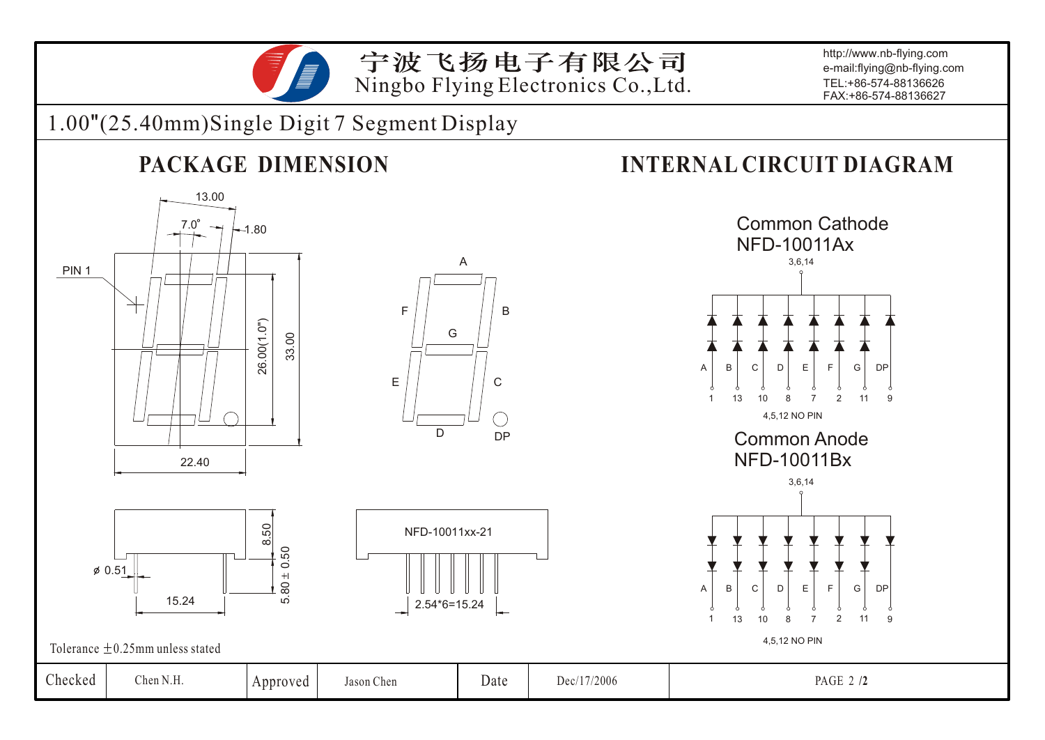宁波飞扬电子有限公司
Ningbo Flying Electronics Co.,Ltd.

http://www.nb-flying.com
e-mail:flying@nb-flying.com
TEL:+86-574-88136626
FAX:+86-574-88136627

# 1.00"(25.40mm)Single Digit 7 Segment Display

## PACKAGE DIMENSION

13.00
7.0°
1.80
PIN 1
26.00(1.0")
33.00
22.40

A
F
B
G
E
C
D
DP

8.50
ø 0.51
5.80 ± 0.50
15.24

NFD-10011xx-21
2.54*6=15.24

Tolerance ±0.25mm unless stated

## INTERNAL CIRCUIT DIAGRAM

Common Cathode
NFD-10011Ax

3,6,14
A B C D E F G DP
1 13 10 8 7 2 11 9
4,5,12 NO PIN

Common Anode
NFD-10011Bx

3,6,14
A B C D E F G DP
1 13 10 8 7 2 11 9
4,5,12 NO PIN

| Checked | Chen N.H. | Approved | Jason Chen | Date | Dec/17/2006 | PAGE 2 /2 |
|---|---|---|---|---|---|---|